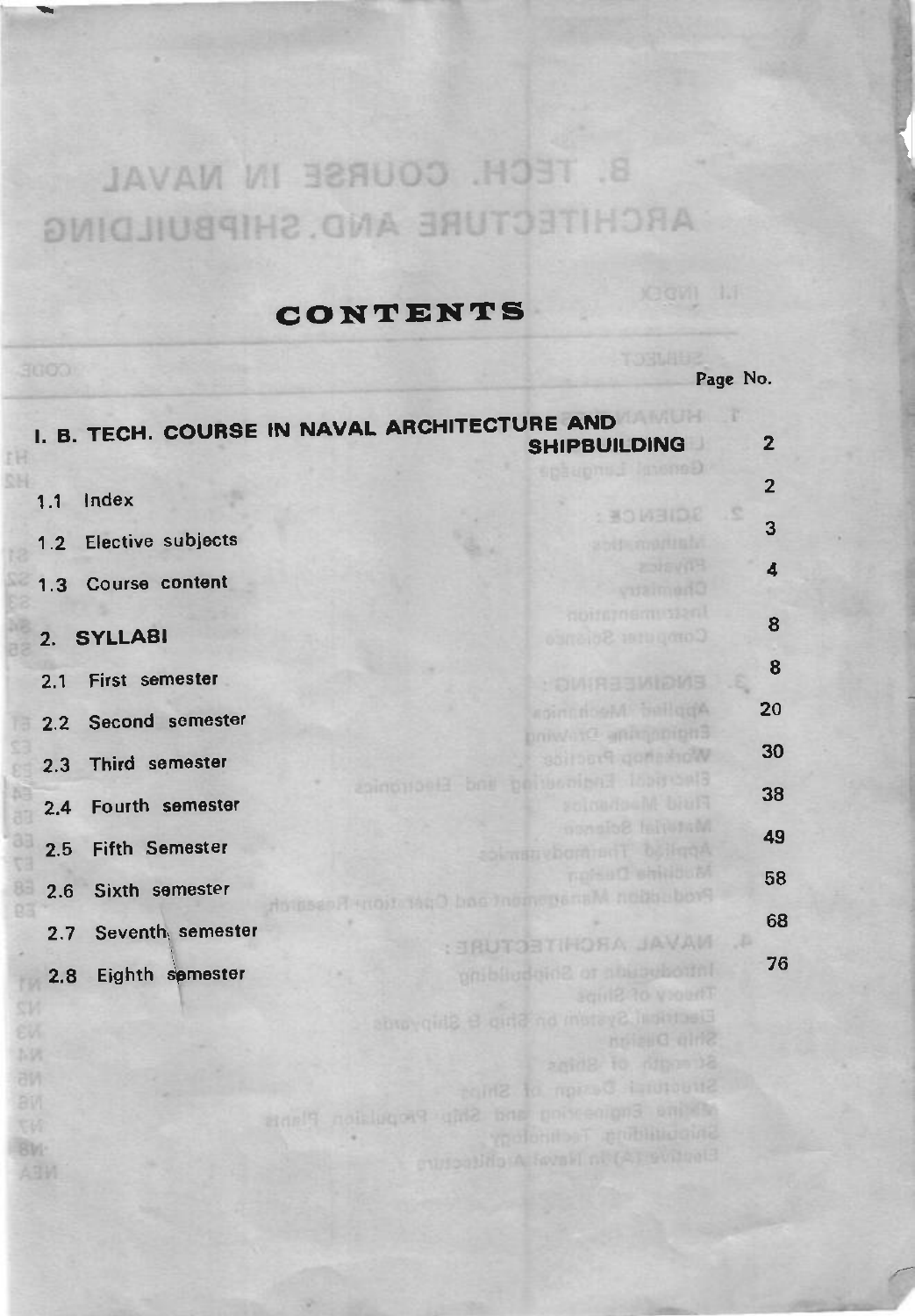# CONTENTS

| | Page No. |
|---|---|
| **I. B. TECH. COURSE IN NAVAL ARCHITECTURE AND SHIPBUILDING** | 2 |
| 1.1 Index | 2 |
| 1.2 Elective subjects | 3 |
| 1.3 Course content | 4 |
| **2. SYLLABI** | 8 |
| 2.1 First semester | 8 |
| 2.2 Second semester | 20 |
| 2.3 Third semester | 30 |
| 2.4 Fourth semester | 38 |
| 2.5 Fifth Semester | 49 |
| 2.6 Sixth semester | 58 |
| 2.7 Seventh semester | 68 |
| 2.8 Eighth semester | 76 |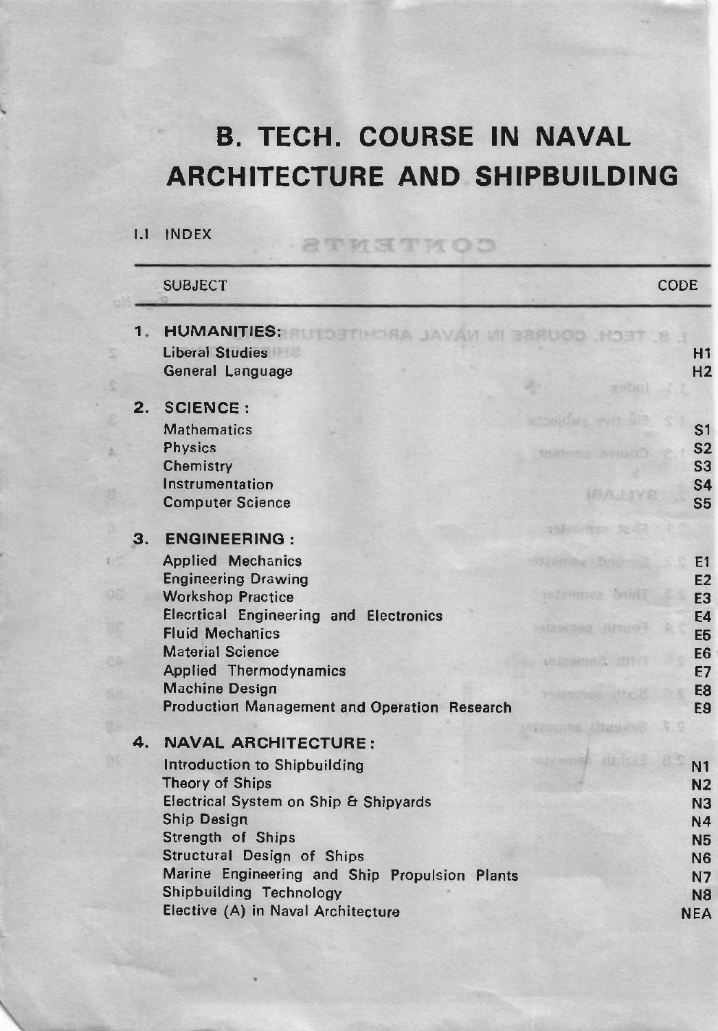# B. TECH. COURSE IN NAVAL ARCHITECTURE AND SHIPBUILDING

1.1 INDEX

| SUBJECT | CODE |
|---|---|
| **1. HUMANITIES:** | |
| Liberal Studies | H1 |
| General Language | H2 |
| **2. SCIENCE:** | |
| Mathematics | S1 |
| Physics | S2 |
| Chemistry | S3 |
| Instrumentation | S4 |
| Computer Science | S5 |
| **3. ENGINEERING:** | |
| Applied Mechanics | E1 |
| Engineering Drawing | E2 |
| Workshop Practice | E3 |
| Elecrtical Engineering and Electronics | E4 |
| Fluid Mechanics | E5 |
| Material Science | E6 |
| Applied Thermodynamics | E7 |
| Machine Design | E8 |
| Production Management and Operation Research | E9 |
| **4. NAVAL ARCHITECTURE:** | |
| Introduction to Shipbuilding | N1 |
| Theory of Ships | N2 |
| Electrical System on Ship & Shipyards | N3 |
| Ship Design | N4 |
| Strength of Ships | N5 |
| Structural Design of Ships | N6 |
| Marine Engineering and Ship Propulsion Plants | N7 |
| Shipbuilding Technology | N8 |
| Elective (A) in Naval Architecture | NEA |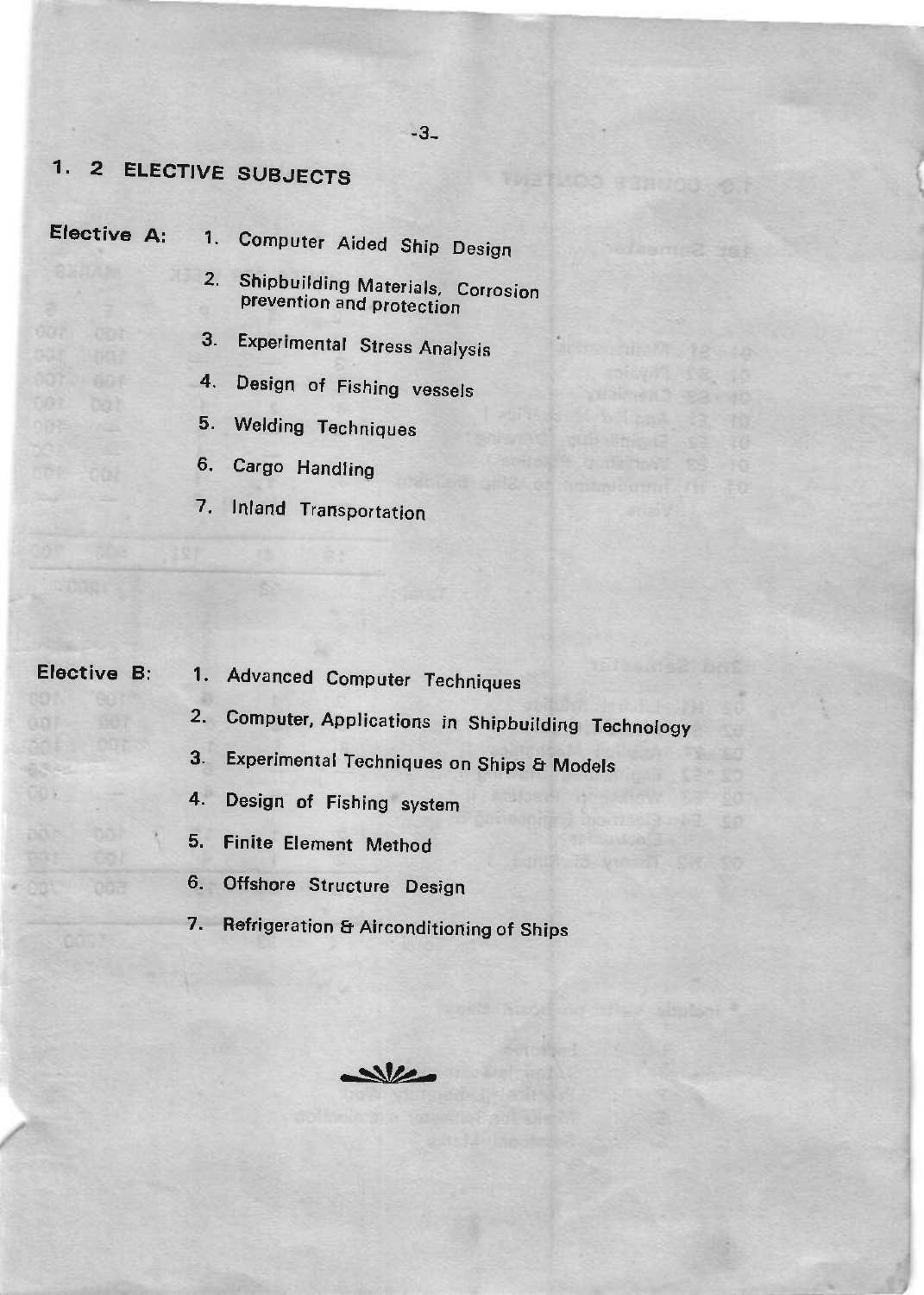## 1. 2 ELECTIVE SUBJECTS

**Elective A:**

1. Computer Aided Ship Design
2. Shipbuilding Materials, Corrosion prevention and protection
3. Experimental Stress Analysis
4. Design of Fishing vessels
5. Welding Techniques
6. Cargo Handling
7. Inland Transportation

**Elective B:**

1. Advanced Computer Techniques
2. Computer, Applications in Shipbuilding Technology
3. Experimental Techniques on Ships & Models
4. Design of Fishing system
5. Finite Element Method
6. Offshore Structure Design
7. Refrigeration & Airconditioning of Ships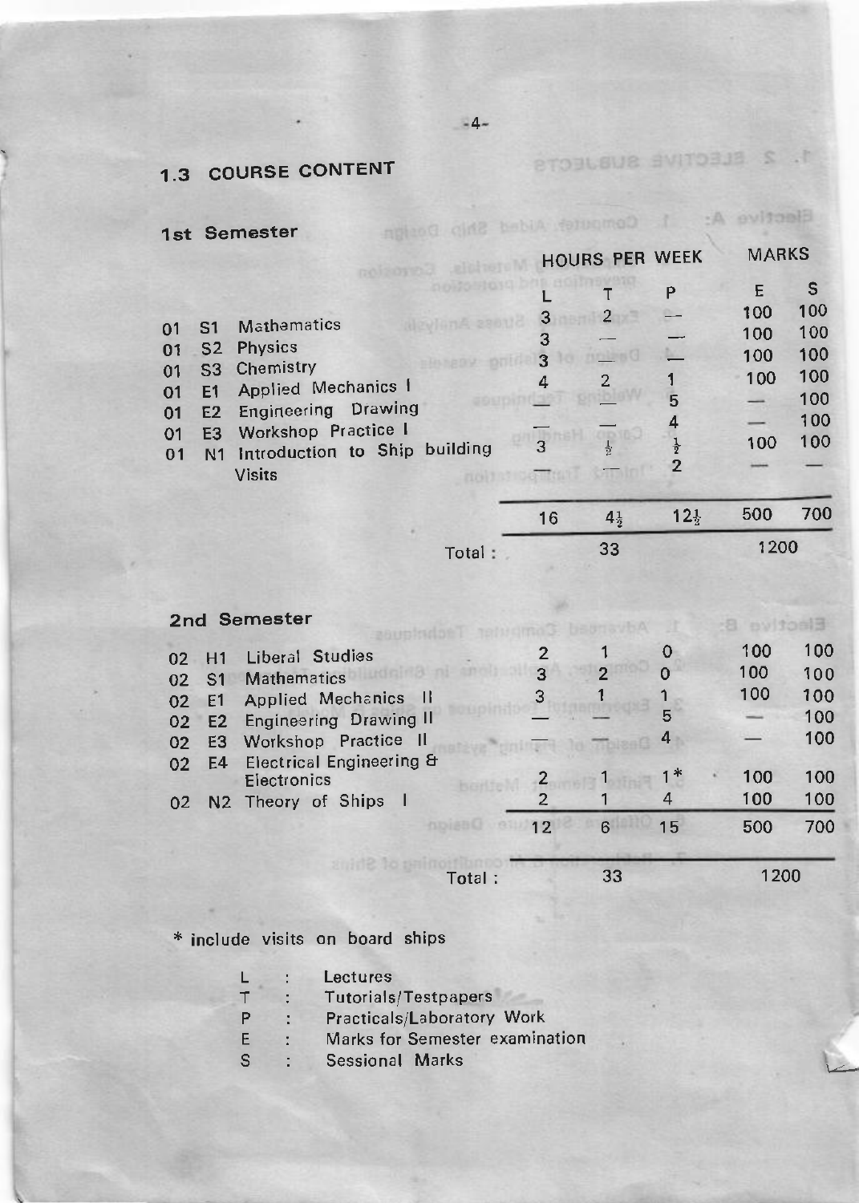## 1.3 COURSE CONTENT

### 1st Semester

| | | | HOURS PER WEEK | | | MARKS | |
|---|---|---|---|---|---|---|---|
| | | | L | T | P | E | S |
| 01 | S1 | Mathematics | 3 | 2 | — | 100 | 100 |
| 01 | S2 | Physics | 3 | — | — | 100 | 100 |
| 01 | S3 | Chemistry | 3 | — | — | 100 | 100 |
| 01 | E1 | Applied Mechanics I | 4 | 2 | 1 | 100 | 100 |
| 01 | E2 | Engineering Drawing | — | — | 5 | — | 100 |
| 01 | E3 | Workshop Practice I | — | — | 4 | — | 100 |
| 01 | N1 | Introduction to Ship building | 3 | ½ | ½ | 100 | 100 |
| | | Visits | — | — | 2 | — | — |
| | | | 16 | 4½ | 12½ | 500 | 700 |
| | | Total : | | 33 | | 1200 | |

### 2nd Semester

| | | | L | T | P | E | S |
|---|---|---|---|---|---|---|---|
| 02 | H1 | Liberal Studies | 2 | 1 | 0 | 100 | 100 |
| 02 | S1 | Mathematics | 3 | 2 | 0 | 100 | 100 |
| 02 | E1 | Applied Mechanics II | 3 | 1 | 1 | 100 | 100 |
| 02 | E2 | Engineering Drawing II | — | — | 5 | — | 100 |
| 02 | E3 | Workshop Practice II | — | — | 4 | — | 100 |
| 02 | E4 | Electrical Engineering & Electronics | 2 | 1 | 1* | 100 | 100 |
| 02 | N2 | Theory of Ships I | 2 | 1 | 4 | 100 | 100 |
| | | | 12 | 6 | 15 | 500 | 700 |
| | | Total : | | 33 | | 1200 | |

\* include visits on board ships

L : Lectures
T : Tutorials/Testpapers
P : Practicals/Laboratory Work
E : Marks for Semester examination
S : Sessional Marks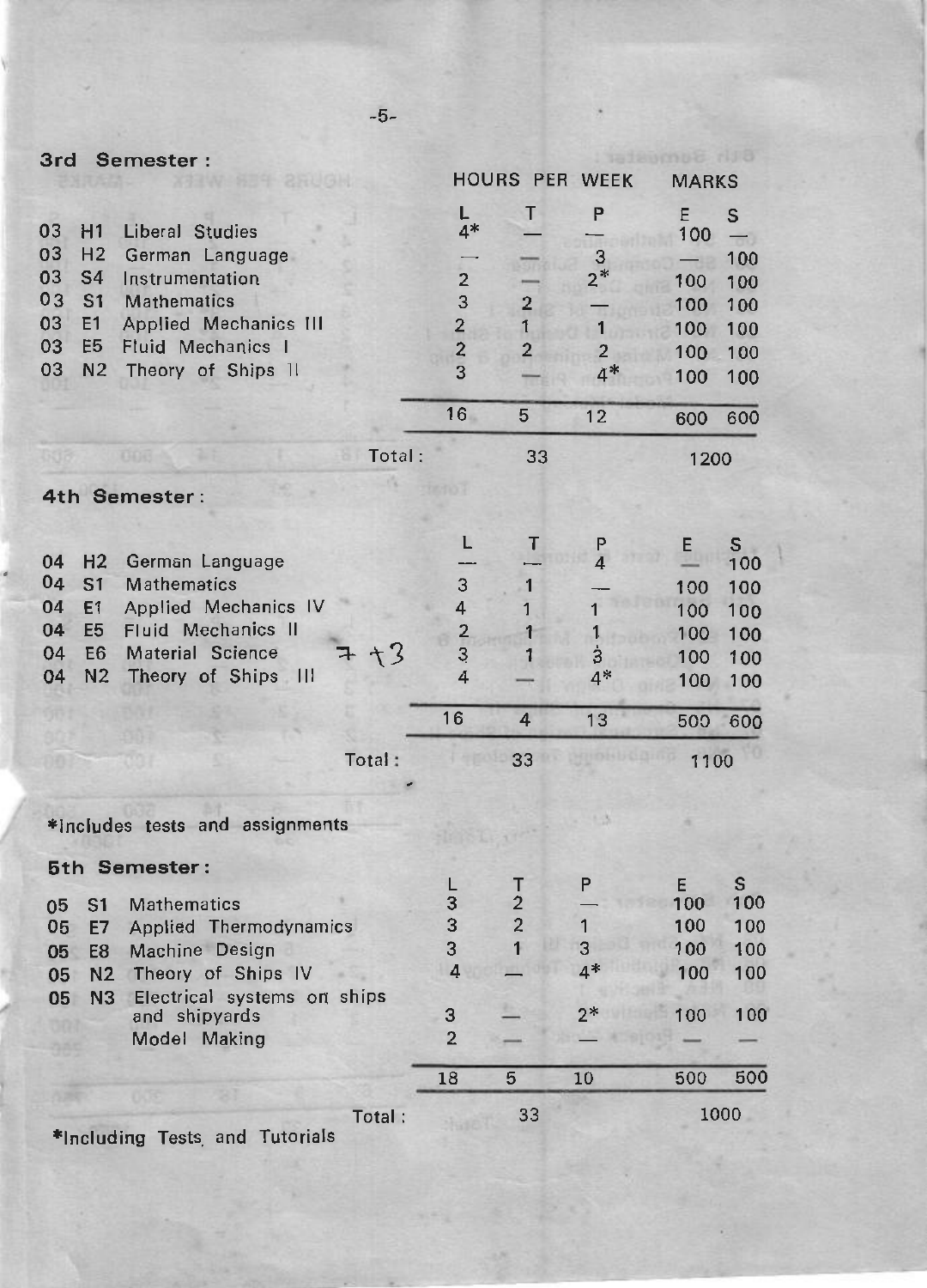## 3rd Semester :

| | | | HOURS PER WEEK | | | MARKS | |
|---|---|---|---|---|---|---|---|
| | | | L | T | P | E | S |
| 03 | H1 | Liberal Studies | 4* | — | — | 100 | — |
| 03 | H2 | German Language | — | — | 3 | — | 100 |
| 03 | S4 | Instrumentation | 2 | — | 2* | 100 | 100 |
| 03 | S1 | Mathematics | 3 | 2 | — | 100 | 100 |
| 03 | E1 | Applied Mechanics III | 2 | 1 | 1 | 100 | 100 |
| 03 | E5 | Fluid Mechanics I | 2 | 2 | 2 | 100 | 100 |
| 03 | N2 | Theory of Ships II | 3 | — | 4* | 100 | 100 |
| | | | 16 | 5 | 12 | 600 | 600 |
| | | Total : | | 33 | | 1200 | |

## 4th Semester :

| | | | L | T | P | E | S |
|---|---|---|---|---|---|---|---|
| 04 | H2 | German Language | — | — | 4 | — | 100 |
| 04 | S1 | Mathematics | 3 | 1 | — | 100 | 100 |
| 04 | E1 | Applied Mechanics IV | 4 | 1 | 1 | 100 | 100 |
| 04 | E5 | Fluid Mechanics II | 2 | 1 | 1 | 100 | 100 |
| 04 | E6 | Material Science | 3 | 1 | 3 | 100 | 100 |
| 04 | N2 | Theory of Ships III | 4 | — | 4* | 100 | 100 |
| | | | 16 | 4 | 13 | 500 | 600 |
| | | Total : | | 33 | | 1100 | |

*Includes tests and assignments

## 5th Semester :

| | | | L | T | P | E | S |
|---|---|---|---|---|---|---|---|
| 05 | S1 | Mathematics | 3 | 2 | — | 100 | 100 |
| 05 | E7 | Applied Thermodynamics | 3 | 2 | 1 | 100 | 100 |
| 05 | E8 | Machine Design | 3 | 1 | 3 | 100 | 100 |
| 05 | N2 | Theory of Ships IV | 4 | — | 4* | 100 | 100 |
| 05 | N3 | Electrical systems on ships and shipyards | 3 | — | 2* | 100 | 100 |
| | | Model Making | 2 | — | — | — | — |
| | | | 18 | 5 | 10 | 500 | 500 |
| | | Total : | | 33 | | 1000 | |

*Including Tests and Tutorials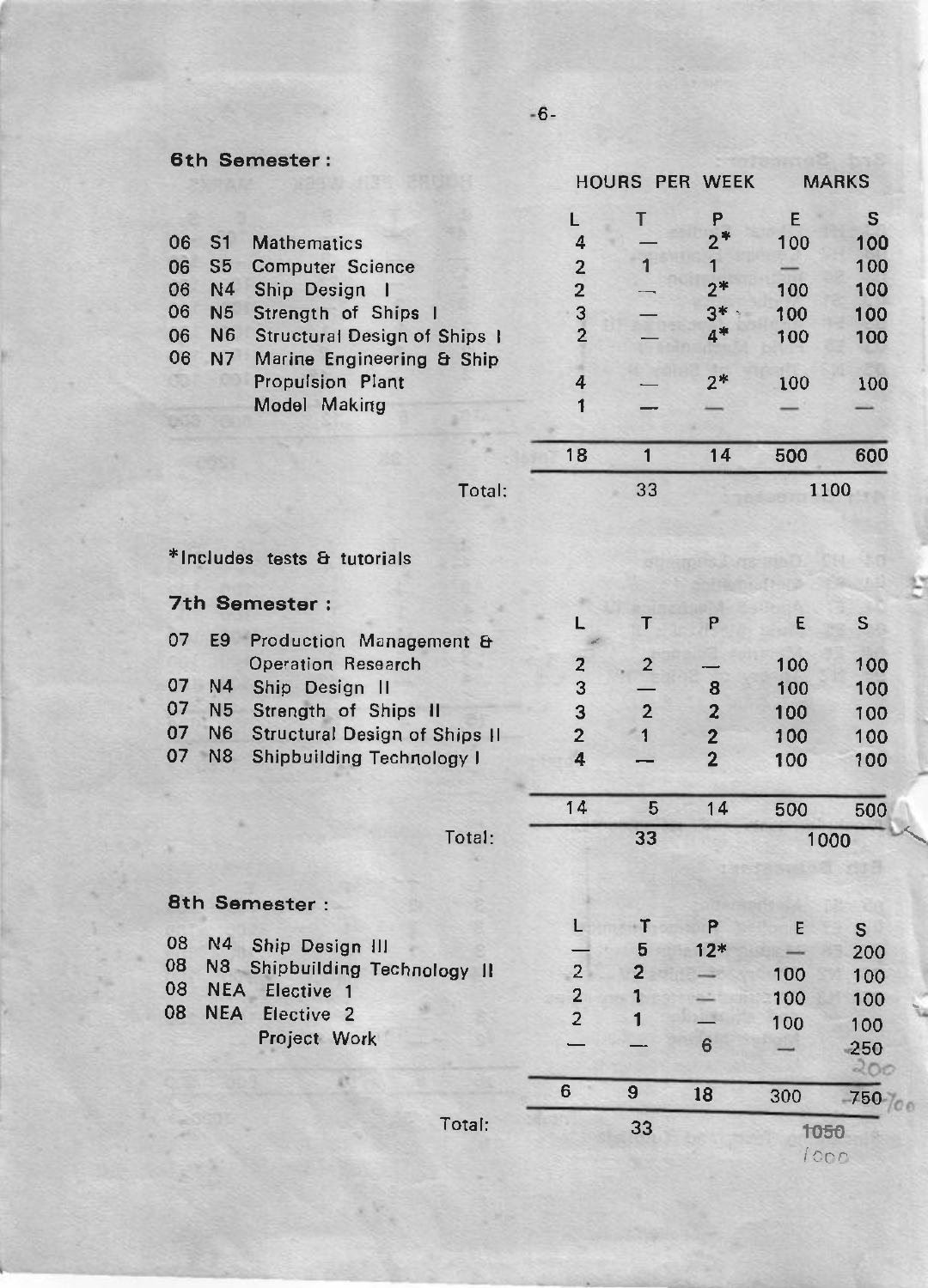### 6th Semester :

| | | | HOURS PER WEEK | | | MARKS | |
|---|---|---|---|---|---|---|---|
| | | | L | T | P | E | S |
| 06 | S1 | Mathematics | 4 | — | 2* | 100 | 100 |
| 06 | S5 | Computer Science | 2 | 1 | 1 | — | 100 |
| 06 | N4 | Ship Design I | 2 | — | 2* | 100 | 100 |
| 06 | N5 | Strength of Ships I | 3 | — | 3* | 100 | 100 |
| 06 | N6 | Structural Design of Ships I | 2 | — | 4* | 100 | 100 |
| 06 | N7 | Marine Engineering & Ship Propulsion Plant | 4 | — | 2* | 100 | 100 |
| | | Model Making | 1 | — | — | — | — |
| | | | 18 | 1 | 14 | 500 | 600 |
| | | Total: | | 33 | | 1100 | |

*Includes tests & tutorials

### 7th Semester :

| | | | L | T | P | E | S |
|---|---|---|---|---|---|---|---|
| 07 | E9 | Production Management & Operation Research | 2 | 2 | — | 100 | 100 |
| 07 | N4 | Ship Design II | 3 | — | 8 | 100 | 100 |
| 07 | N5 | Strength of Ships II | 3 | 2 | 2 | 100 | 100 |
| 07 | N6 | Structural Design of Ships II | 2 | 1 | 2 | 100 | 100 |
| 07 | N8 | Shipbuilding Technology I | 4 | — | 2 | 100 | 100 |
| | | | 14 | 5 | 14 | 500 | 500 |
| | | Total: | | 33 | | 1000 | |

### 8th Semester :

| | | | L | T | P | E | S |
|---|---|---|---|---|---|---|---|
| 08 | N4 | Ship Design III | — | 5 | 12* | — | 200 |
| 08 | N8 | Shipbuilding Technology II | 2 | 2 | — | 100 | 100 |
| 08 | NEA | Elective 1 | 2 | 1 | — | 100 | 100 |
| 08 | NEA | Elective 2 | 2 | 1 | — | 100 | 100 |
| | | Project Work | — | — | 6 | — | 250 (200) |
| | | | 6 | 9 | 18 | 300 | 750 (700) |
| | | Total: | | 33 | | 1050 (1000) | |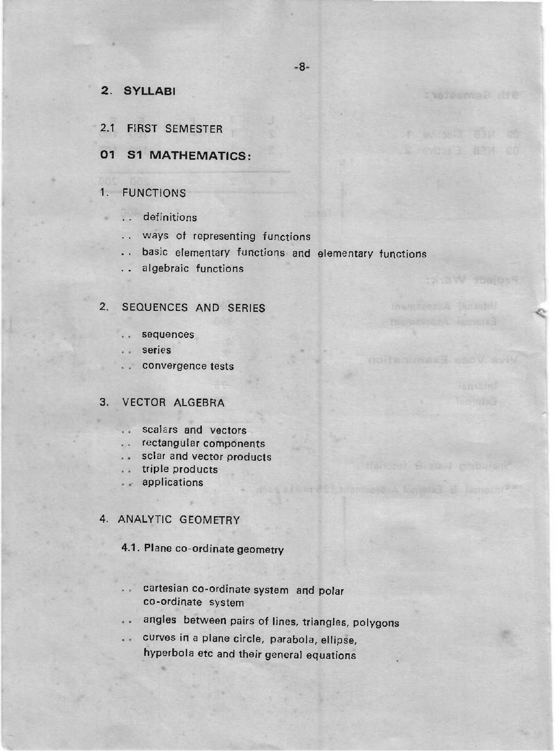## 2. SYLLABI

### 2.1 FIRST SEMESTER

### 01 S1 MATHEMATICS:

1. FUNCTIONS

   .. definitions

   .. ways of representing functions

   .. basic elementary functions and elementary functions

   .. algebraic functions

2. SEQUENCES AND SERIES

   .. sequences

   .. series

   .. convergence tests

3. VECTOR ALGEBRA

   .. scalars and vectors

   .. rectangular components

   .. sclar and vector products

   .. triple products

   .. applications

4. ANALYTIC GEOMETRY

   4.1. Plane co-ordinate geometry

   .. cartesian co-ordinate system and polar co-ordinate system

   .. angles between pairs of lines, triangles, polygons

   .. curves in a plane circle, parabola, ellipse, hyperbola etc and their general equations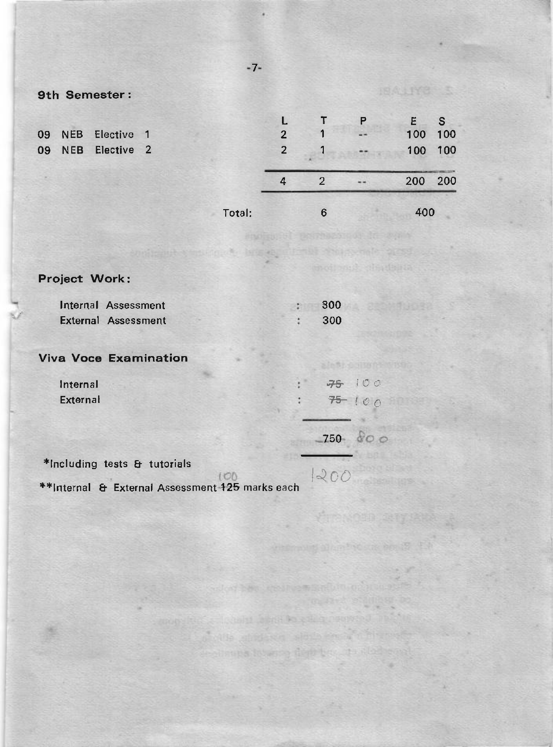**9th Semester:**

| | L | T | P | E | S |
|---|---|---|---|---|---|
| 09 NEB Elective 1 | 2 | 1 | -- | 100 | 100 |
| 09 NEB Elective 2 | 2 | 1 | -- | 100 | 100 |
| | 4 | 2 | -- | 200 | 200 |
| Total: | | 6 | | 400 | |

**Project Work:**

Internal Assessment : 300
External Assessment : 300

**Viva Voce Examination**

Internal : ~~75~~ 100
External : ~~75~~ 100

~~750~~ 800

1200

*Including tests & tutorials

**Internal & External Assessment ~~125~~ 100 marks each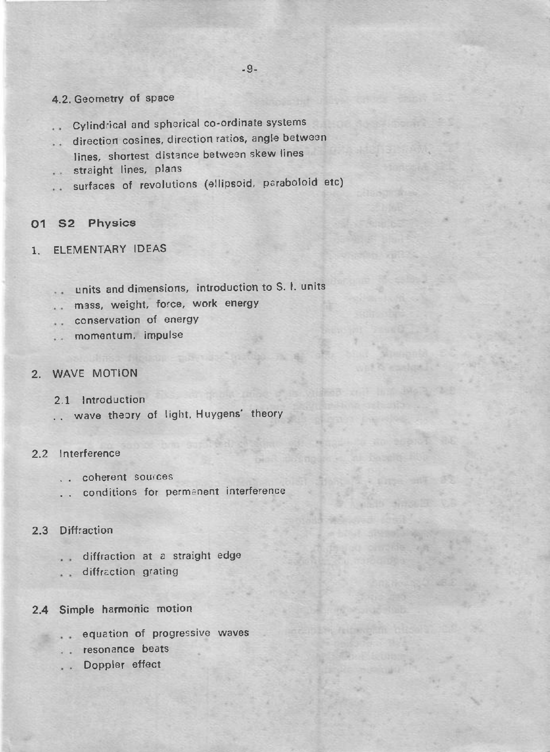### 4.2. Geometry of space

.. Cylindrical and spherical co-ordinate systems

.. direction cosines, direction ratios, angle between lines, shortest distance between skew lines

.. straight lines, plans

.. surfaces of revolutions (ellipsoid, paraboloid etc)

## 01 S2 Physics

### 1. ELEMENTARY IDEAS

.. units and dimensions, introduction to S. I. units

.. mass, weight, force, work energy

.. conservation of energy

.. momentum, impulse

### 2. WAVE MOTION

#### 2.1 Introduction

.. wave theory of light, Huygens' theory

#### 2.2 Interference

.. coherent sources

.. conditions for permanent interference

#### 2.3 Diffraction

.. diffraction at a straight edge

.. diffraction grating

#### 2.4 Simple harmonic motion

.. equation of progressive waves

.. resonance beats

.. Doppler effect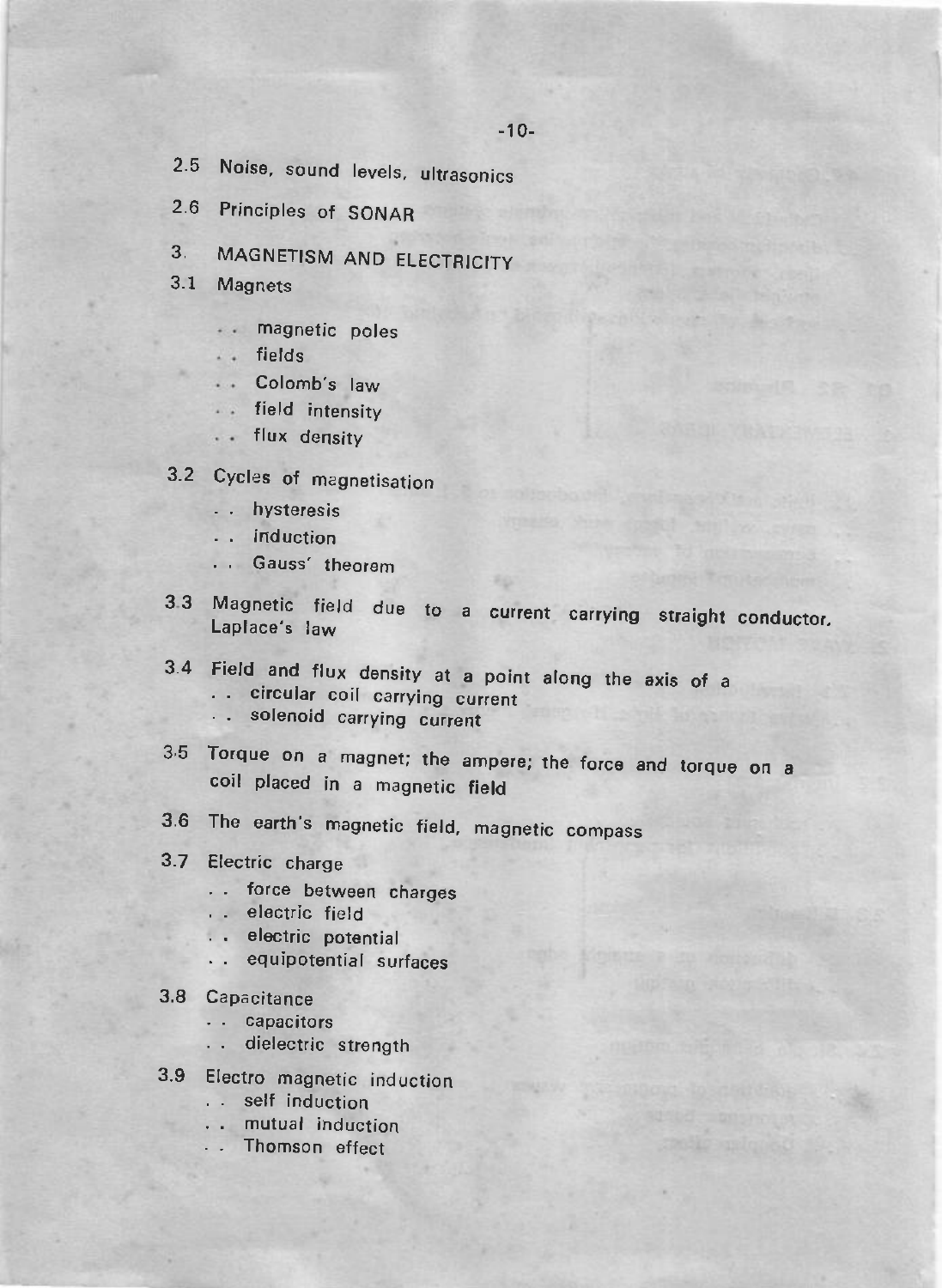2.5 Noise, sound levels, ultrasonics

2.6 Principles of SONAR

## 3. MAGNETISM AND ELECTRICITY

3.1 Magnets

- . . magnetic poles
- . . fields
- . . Colomb's law
- . . field intensity
- . . flux density

3.2 Cycles of magnetisation

- . . hysteresis
- . . induction
- . . Gauss' theorem

3.3 Magnetic field due to a current carrying straight conductor, Laplace's law

3.4 Field and flux density at a point along the axis of a

- . . circular coil carrying current
- . . solenoid carrying current

3.5 Torque on a magnet; the ampere; the force and torque on a coil placed in a magnetic field

3.6 The earth's magnetic field, magnetic compass

3.7 Electric charge

- . . force between charges
- . . electric field
- . . electric potential
- . . equipotential surfaces

3.8 Capacitance

- . . capacitors
- . . dielectric strength

3.9 Electro magnetic induction

- . . self induction
- . . mutual induction
- . . Thomson effect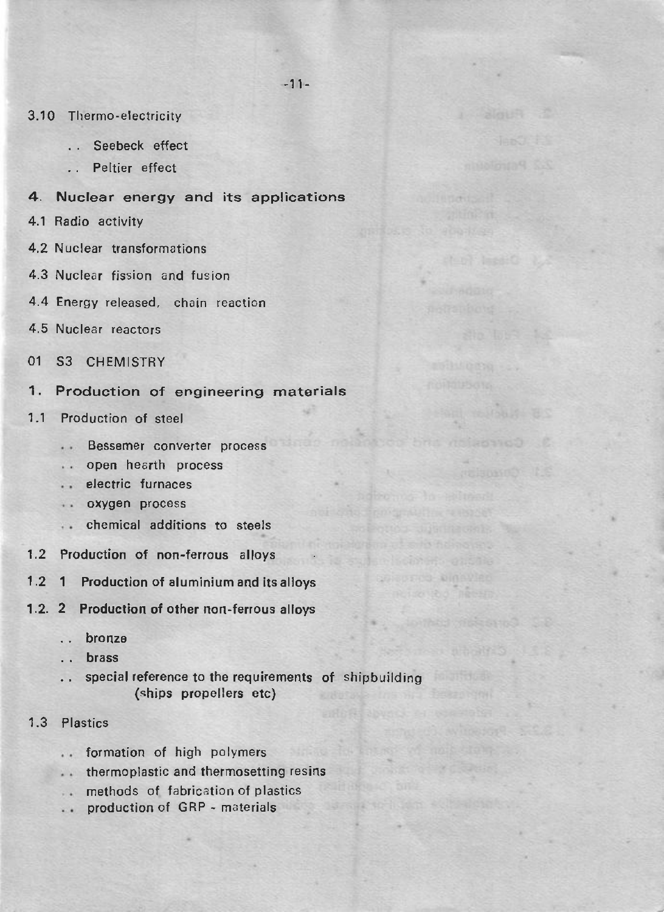3.10 Thermo-electricity

- Seebeck effect
- Peltier effect

## 4. Nuclear energy and its applications

4.1 Radio activity

4.2 Nuclear transformations

4.3 Nuclear fission and fusion

4.4 Energy released, chain reaction

4.5 Nuclear reactors

# 01 S3 CHEMISTRY

## 1. Production of engineering materials

1.1 Production of steel

- Bessemer converter process
- open hearth process
- electric furnaces
- oxygen process
- chemical additions to steels

1.2 Production of non-ferrous alloys

**1.2 1 Production of aluminium and its alloys**

**1.2. 2 Production of other non-ferrous alloys**

- bronze
- brass
- special reference to the requirements of shipbuilding (ships propellers etc)

1.3 Plastics

- formation of high polymers
- thermoplastic and thermosetting resins
- methods of fabrication of plastics
- production of GRP - materials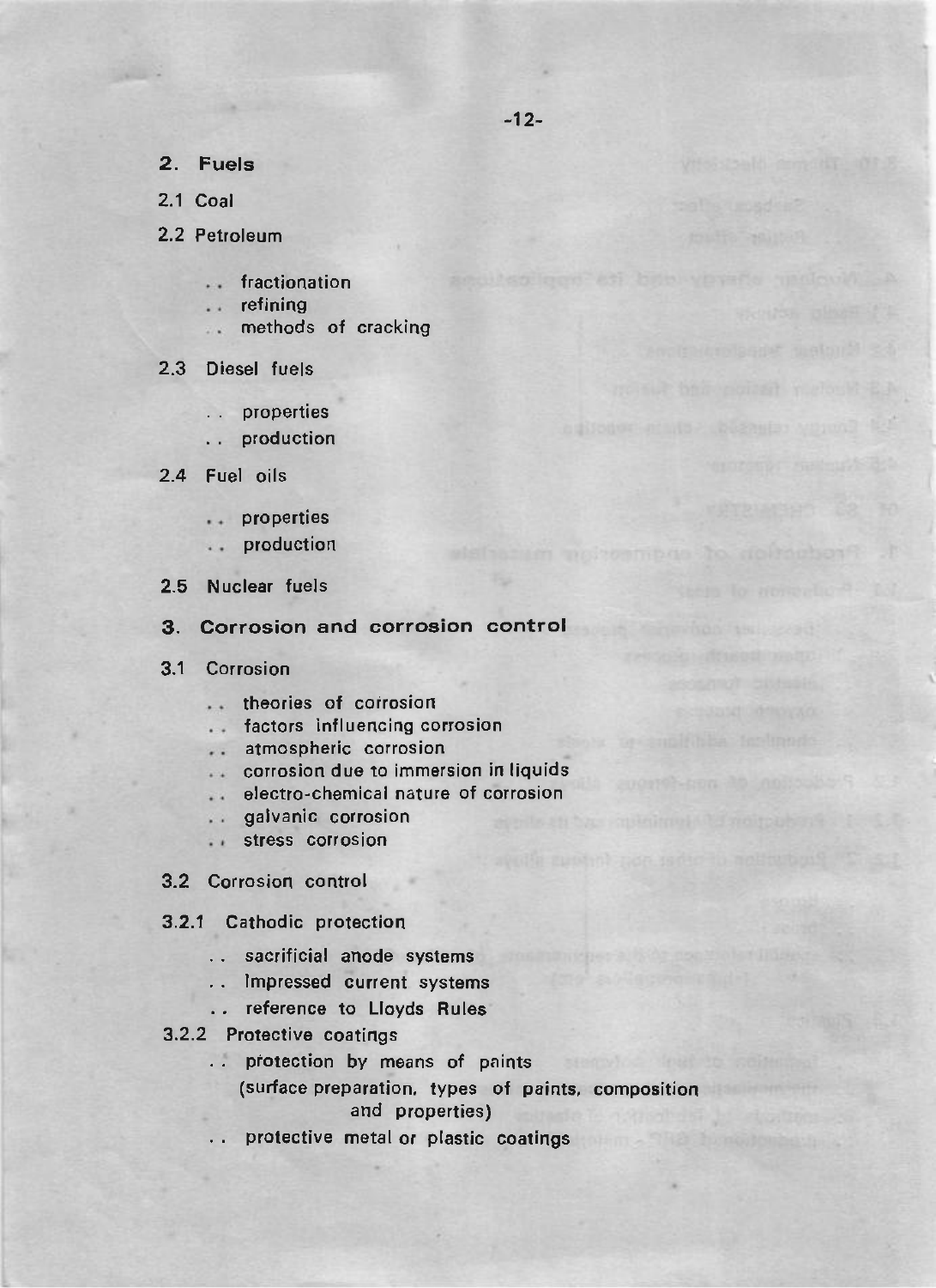## 2. Fuels

2.1 Coal

2.2 Petroleum

- .. fractionation
- .. refining
- .. methods of cracking

2.3 Diesel fuels

- .. properties
- .. production

2.4 Fuel oils

- .. properties
- .. production

2.5 Nuclear fuels

## 3. Corrosion and corrosion control

3.1 Corrosion

- .. theories of corrosion
- .. factors influencing corrosion
- .. atmospheric corrosion
- .. corrosion due to immersion in liquids
- .. electro-chemical nature of corrosion
- .. galvanic corrosion
- .. stress corrosion

3.2 Corrosion control

3.2.1 Cathodic protection

- .. sacrificial anode systems
- .. Impressed current systems
- .. reference to Lloyds Rules

3.2.2 Protective coatings

- .. protection by means of paints (surface preparation, types of paints, composition and properties)
- .. protective metal or plastic coatings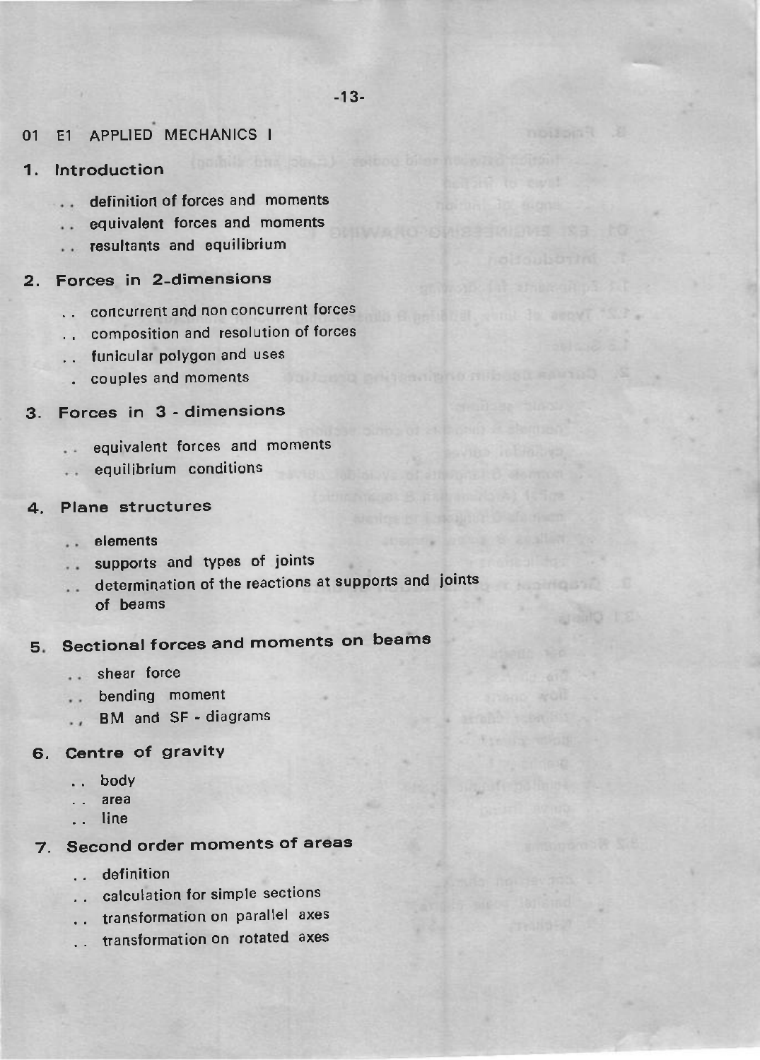## 01 E1 APPLIED MECHANICS I

### 1. Introduction

- .. definition of forces and moments
- .. equivalent forces and moments
- .. resultants and equilibrium

### 2. Forces in 2-dimensions

- .. concurrent and non concurrent forces
- .. composition and resolution of forces
- .. funicular polygon and uses
- . couples and moments

### 3. Forces in 3 - dimensions

- .. equivalent forces and moments
- .. equilibrium conditions

### 4. Plane structures

- .. elements
- .. supports and types of joints
- .. determination of the reactions at supports and joints of beams

### 5. Sectional forces and moments on beams

- .. shear force
- .. bending moment
- ., BM and SF - diagrams

### 6. Centre of gravity

- .. body
- .. area
- .. line

### 7. Second order moments of areas

- .. definition
- .. calculation for simple sections
- .. transformation on parallel axes
- .. transformation on rotated axes